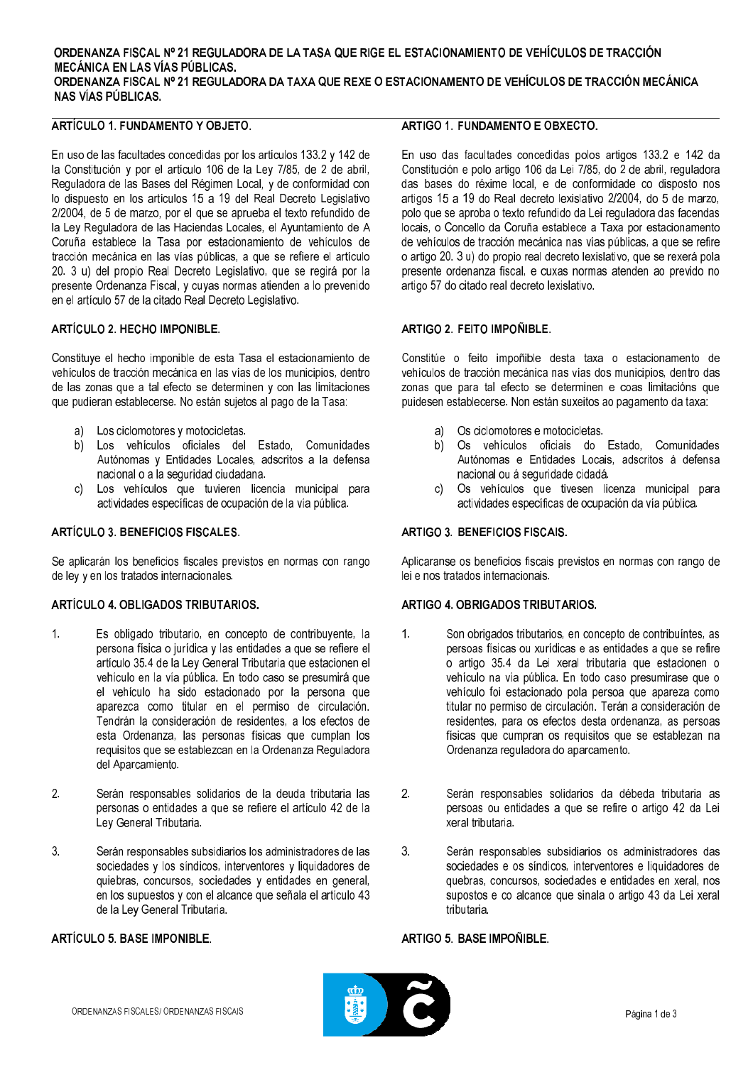**ORDENANZA FISCAL Nº 21 REGULADORA DE LA TASA QUE RIGE EL ESTACIONAMIENTO DE VEHÍCULOS DE TRACCIÓN MECÁNICA EN LAS VÍAS PÚBLICAS.**
**ORDENANZA FISCAL Nº 21 REGULADORA DA TAXA QUE REXE O ESTACIONAMENTO DE VEHÍCULOS DE TRACCIÓN MECÁNICA NAS VÍAS PÚBLICAS.**

### ARTÍCULO 1. FUNDAMENTO Y OBJETO.

En uso de las facultades concedidas por los artículos 133.2 y 142 de la Constitución y por el artículo 106 de la Ley 7/85, de 2 de abril, Reguladora de las Bases del Régimen Local, y de conformidad con lo dispuesto en los artículos 15 a 19 del Real Decreto Legislativo 2/2004, de 5 de marzo, por el que se aprueba el texto refundido de la Ley Reguladora de las Haciendas Locales, el Ayuntamiento de A Coruña establece la Tasa por estacionamiento de vehículos de tracción mecánica en las vías públicas, a que se refiere el artículo 20. 3 u) del propio Real Decreto Legislativo, que se regirá por la presente Ordenanza Fiscal, y cuyas normas atienden a lo prevenido en el artículo 57 de la citado Real Decreto Legislativo.

### ARTÍCULO 2. HECHO IMPONIBLE.

Constituye el hecho imponible de esta Tasa el estacionamiento de vehículos de tracción mecánica en las vías de los municipios, dentro de las zonas que a tal efecto se determinen y con las limitaciones que pudieran establecerse. No están sujetos al pago de la Tasa:

a) Los ciclomotores y motocicletas.
b) Los vehículos oficiales del Estado, Comunidades Autónomas y Entidades Locales, adscritos a la defensa nacional o a la seguridad ciudadana.
c) Los vehículos que tuvieren licencia municipal para actividades específicas de ocupación de la vía pública.

### ARTÍCULO 3. BENEFICIOS FISCALES.

Se aplicarán los beneficios fiscales previstos en normas con rango de ley y en los tratados internacionales.

### ARTÍCULO 4. OBLIGADOS TRIBUTARIOS.

1. Es obligado tributario, en concepto de contribuyente, la persona física o jurídica y las entidades a que se refiere el artículo 35.4 de la Ley General Tributaria que estacionen el vehículo en la vía pública. En todo caso se presumirá que el vehículo ha sido estacionado por la persona que aparezca como titular en el permiso de circulación. Tendrán la consideración de residentes, a los efectos de esta Ordenanza, las personas físicas que cumplan los requisitos que se establezcan en la Ordenanza Reguladora del Aparcamiento.

2. Serán responsables solidarios de la deuda tributaria las personas o entidades a que se refiere el artículo 42 de la Ley General Tributaria.

3. Serán responsables subsidiarios los administradores de las sociedades y los síndicos, interventores y liquidadores de quiebras, concursos, sociedades y entidades en general, en los supuestos y con el alcance que señala el artículo 43 de la Ley General Tributaria.

### ARTÍCULO 5. BASE IMPONIBLE.

### ARTIGO 1. FUNDAMENTO E OBXECTO.

En uso das facultades concedidas polos artigos 133.2 e 142 da Constitución e polo artigo 106 da Lei 7/85, do 2 de abril, reguladora das bases do réxime local, e de conformidade co disposto nos artigos 15 a 19 do Real decreto lexislativo 2/2004, do 5 de marzo, polo que se aproba o texto refundido da Lei reguladora das facendas locais, o Concello da Coruña establece a Taxa por estacionamento de vehículos de tracción mecánica nas vías públicas, a que se refire o artigo 20. 3 u) do propio real decreto lexislativo, que se rexerá pola presente ordenanza fiscal, e cuxas normas atenden ao prevido no artigo 57 do citado real decreto lexislativo.

### ARTIGO 2. FEITO IMPOÑIBLE.

Constitúe o feito impoñible desta taxa o estacionamento de vehículos de tracción mecánica nas vías dos municipios, dentro das zonas que para tal efecto se determinen e coas limitacións que puidesen establecerse. Non están suxeitos ao pagamento da taxa:

a) Os ciclomotores e motocicletas.
b) Os vehículos oficiais do Estado, Comunidades Autónomas e Entidades Locais, adscritos á defensa nacional ou á seguridade cidadá.
c) Os vehículos que tivesen licenza municipal para actividades específicas de ocupación da vía pública.

### ARTIGO 3. BENEFICIOS FISCAIS.

Aplicaranse os beneficios fiscais previstos en normas con rango de lei e nos tratados internacionais.

### ARTIGO 4. OBRIGADOS TRIBUTARIOS.

1. Son obrigados tributarios, en concepto de contribuíntes, as persoas físicas ou xurídicas e as entidades a que se refire o artigo 35.4 da Lei xeral tributaria que estacionen o vehículo na vía pública. En todo caso presumirase que o vehículo foi estacionado pola persoa que apareza como titular no permiso de circulación. Terán a consideración de residentes, para os efectos desta ordenanza, as persoas físicas que cumpran os requisitos que se establezan na Ordenanza reguladora do aparcamento.

2. Serán responsables solidarios da débeda tributaria as persoas ou entidades a que se refire o artigo 42 da Lei xeral tributaria.

3. Serán responsables subsidiarios os administradores das sociedades e os síndicos, interventores e liquidadores de quebras, concursos, sociedades e entidades en xeral, nos supostos e co alcance que sinala o artigo 43 da Lei xeral tributaria.

### ARTIGO 5. BASE IMPOÑIBLE.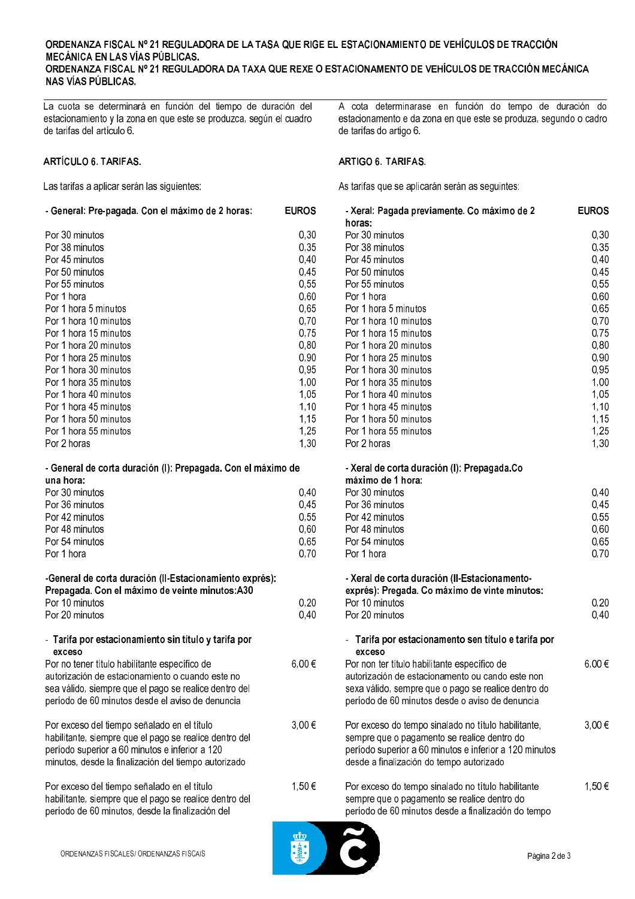# ORDENANZA FISCAL Nº 21 REGULADORA DE LA TASA QUE RIGE EL ESTACIONAMIENTO DE VEHÍCULOS DE TRACCIÓN MECÁNICA EN LAS VÍAS PÚBLICAS.

# ORDENANZA FISCAL Nº 21 REGULADORA DA TAXA QUE REXE O ESTACIONAMENTO DE VEHÍCULOS DE TRACCIÓN MECÁNICA NAS VÍAS PÚBLICAS.

La cuota se determinará en función del tiempo de duración del estacionamiento y la zona en que este se produzca, según el cuadro de tarifas del artículo 6.

## ARTÍCULO 6. TARIFAS.

Las tarifas a aplicar serán las siguientes:

| **- General: Pre-pagada. Con el máximo de 2 horas:** | **EUROS** |
|---|---|
| Por 30 minutos | 0,30 |
| Por 38 minutos | 0,35 |
| Por 45 minutos | 0,40 |
| Por 50 minutos | 0,45 |
| Por 55 minutos | 0,55 |
| Por 1 hora | 0,60 |
| Por 1 hora 5 minutos | 0,65 |
| Por 1 hora 10 minutos | 0,70 |
| Por 1 hora 15 minutos | 0,75 |
| Por 1 hora 20 minutos | 0,80 |
| Por 1 hora 25 minutos | 0,90 |
| Por 1 hora 30 minutos | 0,95 |
| Por 1 hora 35 minutos | 1,00 |
| Por 1 hora 40 minutos | 1,05 |
| Por 1 hora 45 minutos | 1,10 |
| Por 1 hora 50 minutos | 1,15 |
| Por 1 hora 55 minutos | 1,25 |
| Por 2 horas | 1,30 |
| **- General de corta duración (I): Prepagada. Con el máximo de una hora:** | |
| Por 30 minutos | 0,40 |
| Por 36 minutos | 0,45 |
| Por 42 minutos | 0,55 |
| Por 48 minutos | 0,60 |
| Por 54 minutos | 0,65 |
| Por 1 hora | 0,70 |
| **-General de corta duración (II-Estacionamiento exprés): Prepagada. Con el máximo de veinte minutos:A30** | |
| Por 10 minutos | 0,20 |
| Por 20 minutos | 0,40 |
| **- Tarifa por estacionamiento sin título y tarifa por exceso** | |
| Por no tener título habilitante específico de autorización de estacionamiento o cuando este no sea válido, siempre que el pago se realice dentro del período de 60 minutos desde el aviso de denuncia | 6,00 € |
| Por exceso del tiempo señalado en el título habilitante, siempre que el pago se realice dentro del período superior a 60 minutos e inferior a 120 minutos, desde la finalización del tiempo autorizado | 3,00 € |
| Por exceso del tiempo señalado en el título habilitante, siempre que el pago se realice dentro del período de 60 minutos, desde la finalización del | 1,50 € |

A cota determinarase en función do tempo de duración do estacionamento e da zona en que este se produza, segundo o cadro de tarifas do artigo 6.

## ARTIGO 6. TARIFAS.

As tarifas que se aplicarán serán as seguintes:

| **- Xeral: Pagada previamente. Co máximo de 2 horas:** | **EUROS** |
|---|---|
| Por 30 minutos | 0,30 |
| Por 38 minutos | 0,35 |
| Por 45 minutos | 0,40 |
| Por 50 minutos | 0,45 |
| Por 55 minutos | 0,55 |
| Por 1 hora | 0,60 |
| Por 1 hora 5 minutos | 0,65 |
| Por 1 hora 10 minutos | 0,70 |
| Por 1 hora 15 minutos | 0,75 |
| Por 1 hora 20 minutos | 0,80 |
| Por 1 hora 25 minutos | 0,90 |
| Por 1 hora 30 minutos | 0,95 |
| Por 1 hora 35 minutos | 1,00 |
| Por 1 hora 40 minutos | 1,05 |
| Por 1 hora 45 minutos | 1,10 |
| Por 1 hora 50 minutos | 1,15 |
| Por 1 hora 55 minutos | 1,25 |
| Por 2 horas | 1,30 |
| **- Xeral de corta duración (I): Prepagada.Co máximo de 1 hora:** | |
| Por 30 minutos | 0,40 |
| Por 36 minutos | 0,45 |
| Por 42 minutos | 0,55 |
| Por 48 minutos | 0,60 |
| Por 54 minutos | 0,65 |
| Por 1 hora | 0,70 |
| **- Xeral de corta duración (II-Estacionamento-exprés): Pregada. Co máximo de vinte minutos:** | |
| Por 10 minutos | 0,20 |
| Por 20 minutos | 0,40 |
| **- Tarifa por estacionamento sen título e tarifa por exceso** | |
| Por non ter título habilitante específico de autorización de estacionamento ou cando este non sexa válido, sempre que o pago se realice dentro do período de 60 minutos desde o aviso de denuncia | 6,00 € |
| Por exceso do tempo sinalado no título habilitante, sempre que o pagamento se realice dentro do período superior a 60 minutos e inferior a 120 minutos desde a finalización do tempo autorizado | 3,00 € |
| Por exceso do tempo sinalado no título habilitante sempre que o pagamento se realice dentro do período de 60 minutos desde a finalización do tempo | 1,50 € |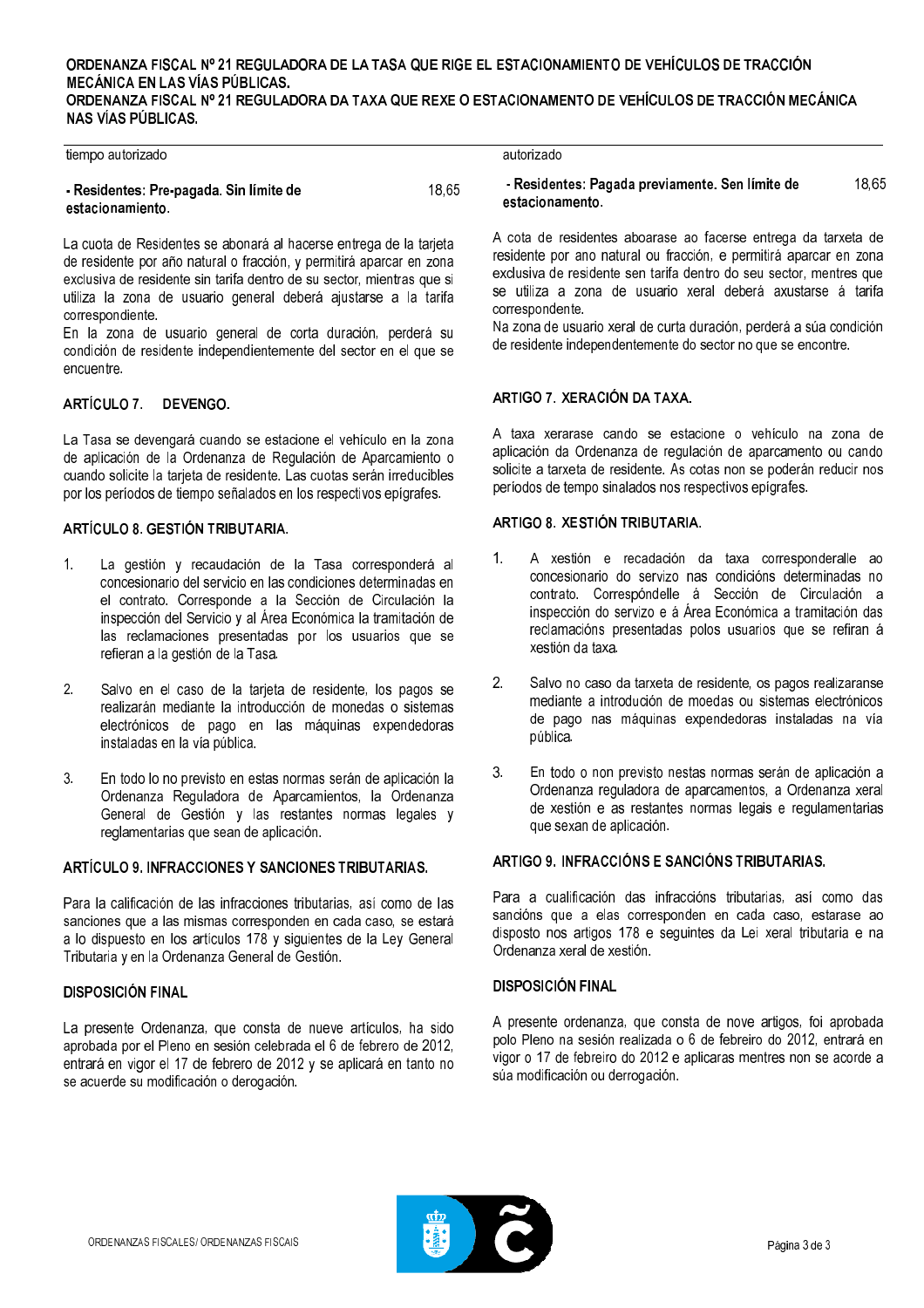tiempo autorizado

**- Residentes: Pre-pagada. Sin límite de estacionamiento.** 18,65

La cuota de Residentes se abonará al hacerse entrega de la tarjeta de residente por año natural o fracción, y permitirá aparcar en zona exclusiva de residente sin tarifa dentro de su sector, mientras que si utiliza la zona de usuario general deberá ajustarse a la tarifa correspondiente.
En la zona de usuario general de corta duración, perderá su condición de residente independientemente del sector en el que se encuentre.

### ARTÍCULO 7. DEVENGO.

La Tasa se devengará cuando se estacione el vehículo en la zona de aplicación de la Ordenanza de Regulación de Aparcamiento o cuando solicite la tarjeta de residente. Las cuotas serán irreducibles por los períodos de tiempo señalados en los respectivos epígrafes.

### ARTÍCULO 8. GESTIÓN TRIBUTARIA.

1. La gestión y recaudación de la Tasa corresponderá al concesionario del servicio en las condiciones determinadas en el contrato. Corresponde a la Sección de Circulación la inspección del Servicio y al Área Económica la tramitación de las reclamaciones presentadas por los usuarios que se refieran a la gestión de la Tasa.

2. Salvo en el caso de la tarjeta de residente, los pagos se realizarán mediante la introducción de monedas o sistemas electrónicos de pago en las máquinas expendedoras instaladas en la vía pública.

3. En todo lo no previsto en estas normas serán de aplicación la Ordenanza Reguladora de Aparcamientos, la Ordenanza General de Gestión y las restantes normas legales y reglamentarias que sean de aplicación.

### ARTÍCULO 9. INFRACCIONES Y SANCIONES TRIBUTARIAS.

Para la calificación de las infracciones tributarias, así como de las sanciones que a las mismas corresponden en cada caso, se estará a lo dispuesto en los artículos 178 y siguientes de la Ley General Tributaria y en la Ordenanza General de Gestión.

### DISPOSICIÓN FINAL

La presente Ordenanza, que consta de nueve artículos, ha sido aprobada por el Pleno en sesión celebrada el 6 de febrero de 2012, entrará en vigor el 17 de febrero de 2012 y se aplicará en tanto no se acuerde su modificación o derogación.

autorizado

**- Residentes: Pagada previamente. Sen límite de estacionamento.** 18,65

A cota de residentes aboarase ao facerse entrega da tarxeta de residente por ano natural ou fracción, e permitirá aparcar en zona exclusiva de residente sen tarifa dentro do seu sector, mentres que se utiliza a zona de usuario xeral deberá axustarse á tarifa correspondente.
Na zona de usuario xeral de curta duración, perderá a súa condición de residente independentemente do sector no que se encontre.

### ARTIGO 7. XERACIÓN DA TAXA.

A taxa xerarase cando se estacione o vehículo na zona de aplicación da Ordenanza de regulación de aparcamento ou cando solicite a tarxeta de residente. As cotas non se poderán reducir nos períodos de tempo sinalados nos respectivos epígrafes.

### ARTIGO 8. XESTIÓN TRIBUTARIA.

1. A xestión e recadación da taxa corresponderalle ao concesionario do servizo nas condicións determinadas no contrato. Correspóndelle á Sección de Circulación a inspección do servizo e á Área Económica a tramitación das reclamacións presentadas polos usuarios que se refiran á xestión da taxa.

2. Salvo no caso da tarxeta de residente, os pagos realizaranse mediante a introdución de moedas ou sistemas electrónicos de pago nas máquinas expendedoras instaladas na vía pública.

3. En todo o non previsto nestas normas serán de aplicación a Ordenanza reguladora de aparcamentos, a Ordenanza xeral de xestión e as restantes normas legais e regulamentarias que sexan de aplicación.

### ARTIGO 9. INFRACCIÓNS E SANCIÓNS TRIBUTARIAS.

Para a cualificación das infraccións tributarias, así como das sancións que a elas corresponden en cada caso, estarase ao disposto nos artigos 178 e seguintes da Lei xeral tributaria e na Ordenanza xeral de xestión.

### DISPOSICIÓN FINAL

A presente ordenanza, que consta de nove artigos, foi aprobada polo Pleno na sesión realizada o 6 de febreiro do 2012, entrará en vigor o 17 de febreiro do 2012 e aplicaras mentres non se acorde a súa modificación ou derrogación.